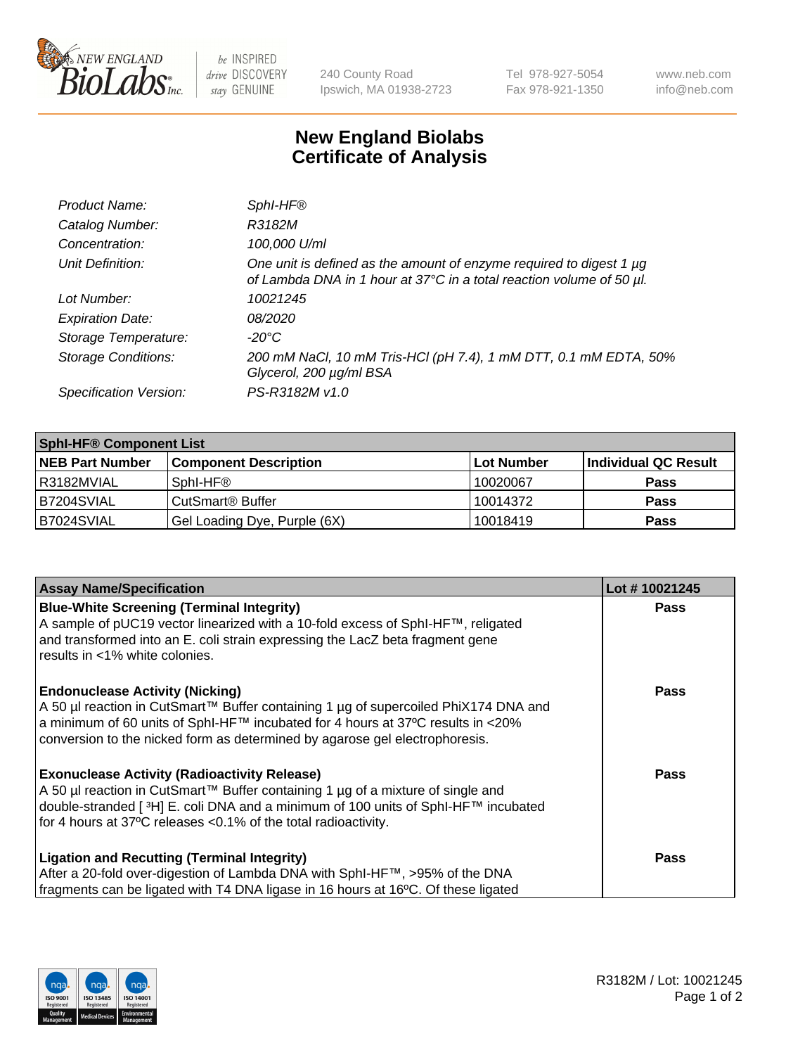# New England Biolabs Certificate of Analysis

| | |
|---|---|
| *Product Name:* | *SphI-HF®* |
| *Catalog Number:* | *R3182M* |
| *Concentration:* | *100,000 U/ml* |
| *Unit Definition:* | *One unit is defined as the amount of enzyme required to digest 1 µg of Lambda DNA in 1 hour at 37°C in a total reaction volume of 50 µl.* |
| *Lot Number:* | *10021245* |
| *Expiration Date:* | *08/2020* |
| *Storage Temperature:* | *-20°C* |
| *Storage Conditions:* | *200 mM NaCl, 10 mM Tris-HCl (pH 7.4), 1 mM DTT, 0.1 mM EDTA, 50% Glycerol, 200 µg/ml BSA* |
| *Specification Version:* | *PS-R3182M v1.0* |

| SphI-HF® Component List | | | |
|---|---|---|---|
| **NEB Part Number** | **Component Description** | **Lot Number** | **Individual QC Result** |
| R3182MVIAL | SphI-HF® | 10020067 | **Pass** |
| B7204SVIAL | CutSmart® Buffer | 10014372 | **Pass** |
| B7024SVIAL | Gel Loading Dye, Purple (6X) | 10018419 | **Pass** |

| Assay Name/Specification | Lot # 10021245 |
|---|---|
| **Blue-White Screening (Terminal Integrity)**<br>A sample of pUC19 vector linearized with a 10-fold excess of SphI-HF™, religated and transformed into an E. coli strain expressing the LacZ beta fragment gene results in <1% white colonies. | **Pass** |
| **Endonuclease Activity (Nicking)**<br>A 50 µl reaction in CutSmart™ Buffer containing 1 µg of supercoiled PhiX174 DNA and a minimum of 60 units of SphI-HF™ incubated for 4 hours at 37ºC results in <20% conversion to the nicked form as determined by agarose gel electrophoresis. | **Pass** |
| **Exonuclease Activity (Radioactivity Release)**<br>A 50 µl reaction in CutSmart™ Buffer containing 1 µg of a mixture of single and double-stranded [ $^{3}$H] E. coli DNA and a minimum of 100 units of SphI-HF™ incubated for 4 hours at 37ºC releases <0.1% of the total radioactivity. | **Pass** |
| **Ligation and Recutting (Terminal Integrity)**<br>After a 20-fold over-digestion of Lambda DNA with SphI-HF™, >95% of the DNA fragments can be ligated with T4 DNA ligase in 16 hours at 16ºC. Of these ligated | **Pass** |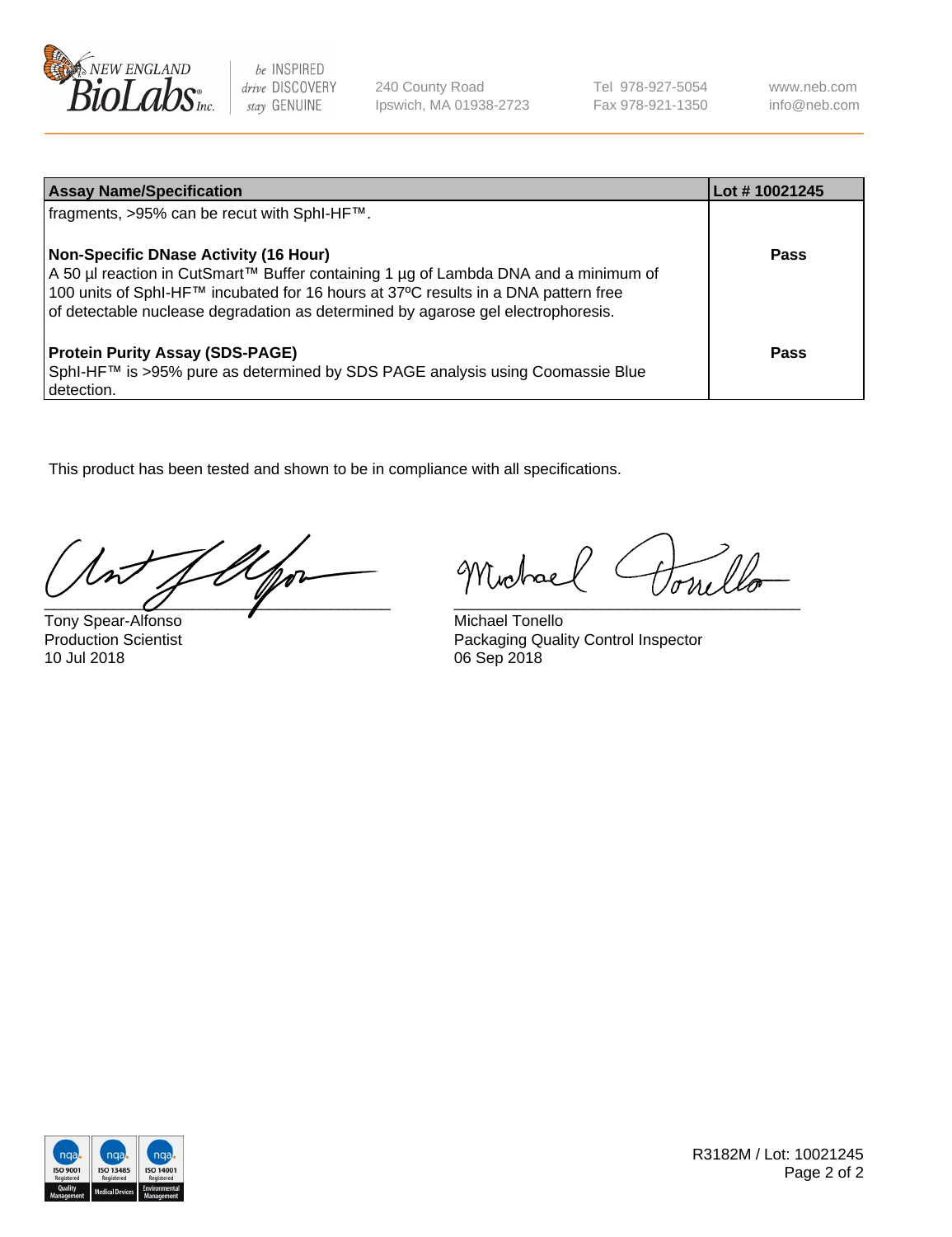| Assay Name/Specification | Lot # 10021245 |
|---|---|
| fragments, >95% can be recut with SphI-HF™. | |
| **Non-Specific DNase Activity (16 Hour)**<br>A 50 µl reaction in CutSmart™ Buffer containing 1 µg of Lambda DNA and a minimum of 100 units of SphI-HF™ incubated for 16 hours at 37ºC results in a DNA pattern free of detectable nuclease degradation as determined by agarose gel electrophoresis. | **Pass** |
| **Protein Purity Assay (SDS-PAGE)**<br>SphI-HF™ is >95% pure as determined by SDS PAGE analysis using Coomassie Blue detection. | **Pass** |

This product has been tested and shown to be in compliance with all specifications.

Tony Spear-Alfonso
Production Scientist
10 Jul 2018

Michael Tonello
Packaging Quality Control Inspector
06 Sep 2018

R3182M / Lot: 10021245